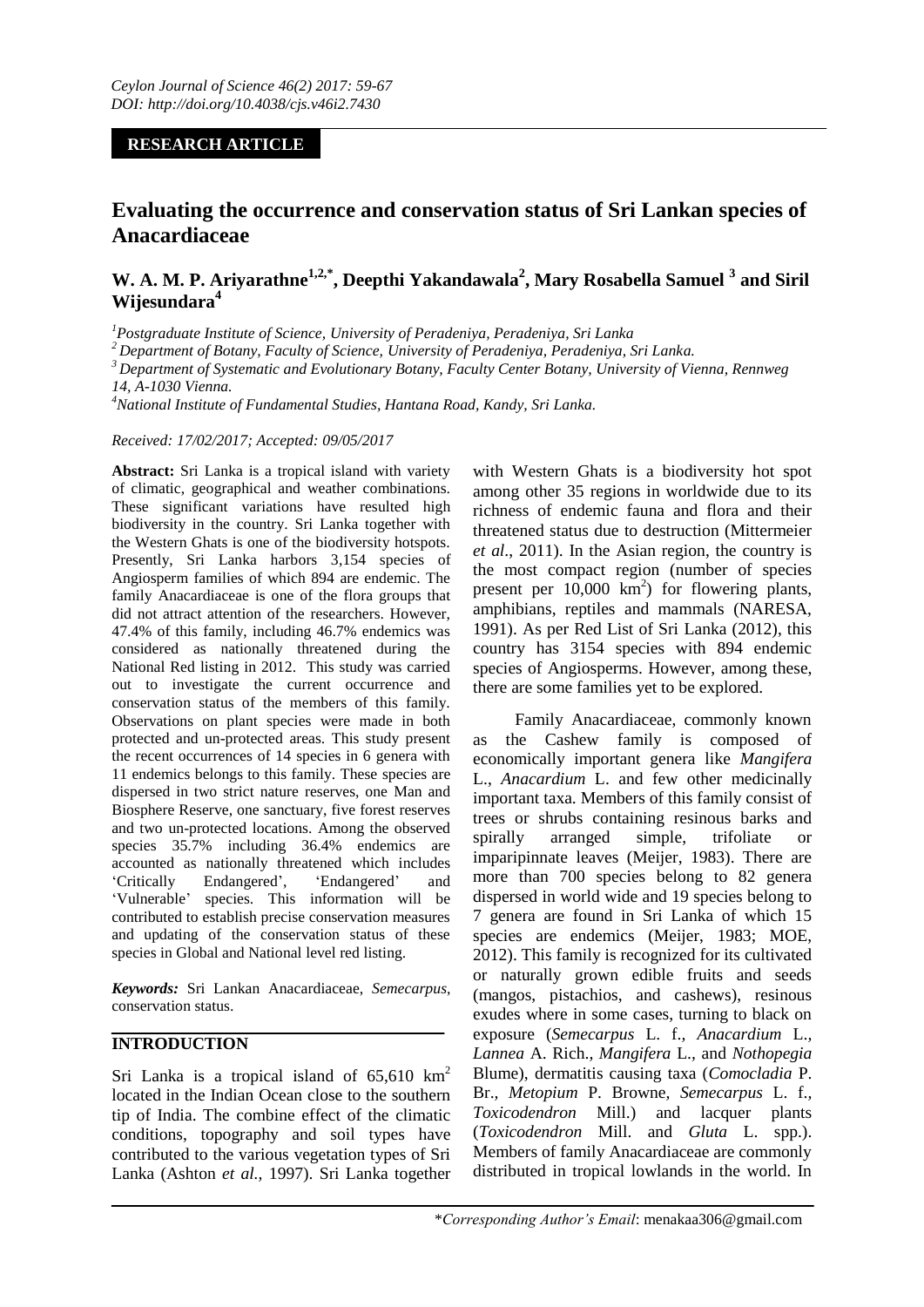**RESEARCH ARTICLE**

# Evaluating the occurrence and conservation status of Sri Lankan species of Anacardiaceae

**W. A. M. P. Ariyarathne[1,2,*], Deepthi Yakandawala[2], Mary Rosabella Samuel[3] and Siril Wijesundara[4]**

[1]*Postgraduate Institute of Science, University of Peradeniya, Peradeniya, Sri Lanka*

[2]*Department of Botany, Faculty of Science, University of Peradeniya, Peradeniya, Sri Lanka.*

[3]*Department of Systematic and Evolutionary Botany, Faculty Center Botany, University of Vienna, Rennweg 14, A-1030 Vienna.*

[4]*National Institute of Fundamental Studies, Hantana Road, Kandy, Sri Lanka.*

*Received: 17/02/2017; Accepted: 09/05/2017*

**Abstract:** Sri Lanka is a tropical island with variety of climatic, geographical and weather combinations. These significant variations have resulted high biodiversity in the country. Sri Lanka together with the Western Ghats is one of the biodiversity hotspots. Presently, Sri Lanka harbors 3,154 species of Angiosperm families of which 894 are endemic. The family Anacardiaceae is one of the flora groups that did not attract attention of the researchers. However, 47.4% of this family, including 46.7% endemics was considered as nationally threatened during the National Red listing in 2012. This study was carried out to investigate the current occurrence and conservation status of the members of this family. Observations on plant species were made in both protected and un-protected areas. This study present the recent occurrences of 14 species in 6 genera with 11 endemics belongs to this family. These species are dispersed in two strict nature reserves, one Man and Biosphere Reserve, one sanctuary, five forest reserves and two un-protected locations. Among the observed species 35.7% including 36.4% endemics are accounted as nationally threatened which includes 'Critically Endangered', 'Endangered' and 'Vulnerable' species. This information will be contributed to establish precise conservation measures and updating of the conservation status of these species in Global and National level red listing.

***Keywords:*** Sri Lankan Anacardiaceae, *Semecarpus*, conservation status.

## INTRODUCTION

Sri Lanka is a tropical island of 65,610 $km^2$ located in the Indian Ocean close to the southern tip of India. The combine effect of the climatic conditions, topography and soil types have contributed to the various vegetation types of Sri Lanka (Ashton *et al.,* 1997). Sri Lanka together with Western Ghats is a biodiversity hot spot among other 35 regions in worldwide due to its richness of endemic fauna and flora and their threatened status due to destruction (Mittermeier *et al*., 2011). In the Asian region, the country is the most compact region (number of species present per 10,000 $km^2$) for flowering plants, amphibians, reptiles and mammals (NARESA, 1991). As per Red List of Sri Lanka (2012), this country has 3154 species with 894 endemic species of Angiosperms. However, among these, there are some families yet to be explored.

Family Anacardiaceae, commonly known as the Cashew family is composed of economically important genera like *Mangifera* L., *Anacardium* L. and few other medicinally important taxa. Members of this family consist of trees or shrubs containing resinous barks and spirally arranged simple, trifoliate or imparipinnate leaves (Meijer, 1983). There are more than 700 species belong to 82 genera dispersed in world wide and 19 species belong to 7 genera are found in Sri Lanka of which 15 species are endemics (Meijer, 1983; MOE, 2012). This family is recognized for its cultivated or naturally grown edible fruits and seeds (mangos, pistachios, and cashews), resinous exudes where in some cases, turning to black on exposure (*Semecarpus* L. f., *Anacardium* L., *Lannea* A. Rich., *Mangifera* L., and *Nothopegia* Blume), dermatitis causing taxa (*Comocladia* P. Br., *Metopium* P. Browne, *Semecarpus* L. f., *Toxicodendron* Mill.) and lacquer plants (*Toxicodendron* Mill. and *Gluta* L. spp.). Members of family Anacardiaceae are commonly distributed in tropical lowlands in the world. In

*\*Corresponding Author's Email*: menakaa306@gmail.com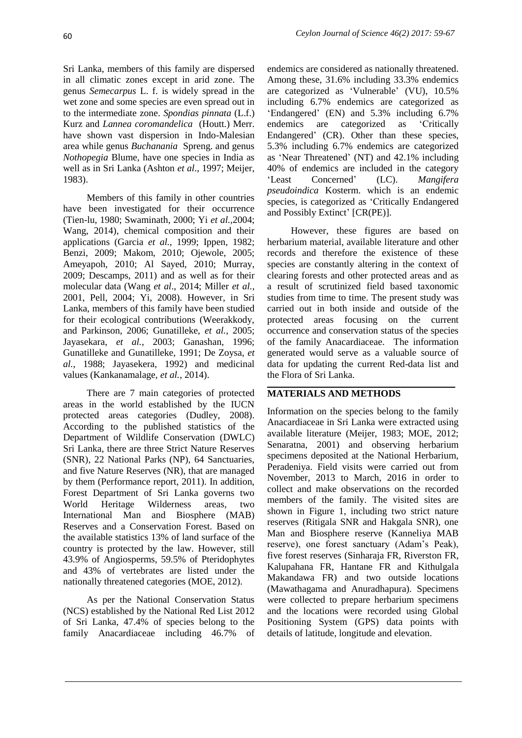Sri Lanka, members of this family are dispersed in all climatic zones except in arid zone. The genus *Semecarpus* L. f. is widely spread in the wet zone and some species are even spread out in to the intermediate zone. *Spondias pinnata* (L.f.) Kurz and *Lannea coromandelica* (Houtt.) Merr. have shown vast dispersion in Indo-Malesian area while genus *Buchanania* Spreng. and genus *Nothopegia* Blume, have one species in India as well as in Sri Lanka (Ashton *et al*., 1997; Meijer, 1983).

Members of this family in other countries have been investigated for their occurrence (Tien-lu, 1980; Swaminath, 2000; Yi *et al.*,2004; Wang, 2014), chemical composition and their applications (Garcia *et al.*, 1999; Ippen, 1982; Benzi, 2009; Makom, 2010; Ojewole, 2005; Ameyapoh, 2010; Al Sayed, 2010; Murray, 2009; Descamps, 2011) and as well as for their molecular data (Wang *et al*., 2014; Miller *et al.*, 2001, Pell, 2004; Yi, 2008). However, in Sri Lanka, members of this family have been studied for their ecological contributions (Weerakkody, and Parkinson, 2006; Gunatilleke, *et al.*, 2005; Jayasekara, *et al.*, 2003; Ganashan, 1996; Gunatilleke and Gunatilleke, 1991; De Zoysa, *et al.*, 1988; Jayasekera, 1992) and medicinal values (Kankanamalage, *et al.*, 2014).

There are 7 main categories of protected areas in the world established by the IUCN protected areas categories (Dudley, 2008). According to the published statistics of the Department of Wildlife Conservation (DWLC) Sri Lanka, there are three Strict Nature Reserves (SNR), 22 National Parks (NP), 64 Sanctuaries, and five Nature Reserves (NR), that are managed by them (Performance report, 2011). In addition, Forest Department of Sri Lanka governs two World Heritage Wilderness areas, two International Man and Biosphere (MAB) Reserves and a Conservation Forest. Based on the available statistics 13% of land surface of the country is protected by the law. However, still 43.9% of Angiosperms, 59.5% of Pteridophytes and 43% of vertebrates are listed under the nationally threatened categories (MOE, 2012).

As per the National Conservation Status (NCS) established by the National Red List 2012 of Sri Lanka, 47.4% of species belong to the family Anacardiaceae including 46.7% of endemics are considered as nationally threatened. Among these, 31.6% including 33.3% endemics are categorized as 'Vulnerable' (VU), 10.5% including 6.7% endemics are categorized as 'Endangered' (EN) and 5.3% including 6.7% endemics are categorized as 'Critically Endangered' (CR). Other than these species, 5.3% including 6.7% endemics are categorized as 'Near Threatened' (NT) and 42.1% including 40% of endemics are included in the category 'Least Concerned' (LC). *Mangifera pseudoindica* Kosterm. which is an endemic species, is categorized as 'Critically Endangered and Possibly Extinct' [CR(PE)].

However, these figures are based on herbarium material, available literature and other records and therefore the existence of these species are constantly altering in the context of clearing forests and other protected areas and as a result of scrutinized field based taxonomic studies from time to time. The present study was carried out in both inside and outside of the protected areas focusing on the current occurrence and conservation status of the species of the family Anacardiaceae. The information generated would serve as a valuable source of data for updating the current Red-data list and the Flora of Sri Lanka.

## MATERIALS AND METHODS

Information on the species belong to the family Anacardiaceae in Sri Lanka were extracted using available literature (Meijer, 1983; MOE, 2012; Senaratna, 2001) and observing herbarium specimens deposited at the National Herbarium, Peradeniya. Field visits were carried out from November, 2013 to March, 2016 in order to collect and make observations on the recorded members of the family. The visited sites are shown in Figure 1, including two strict nature reserves (Ritigala SNR and Hakgala SNR), one Man and Biosphere reserve (Kanneliya MAB reserve), one forest sanctuary (Adam's Peak), five forest reserves (Sinharaja FR, Riverston FR, Kalupahana FR, Hantane FR and Kithulgala Makandawa FR) and two outside locations (Mawathagama and Anuradhapura). Specimens were collected to prepare herbarium specimens and the locations were recorded using Global Positioning System (GPS) data points with details of latitude, longitude and elevation.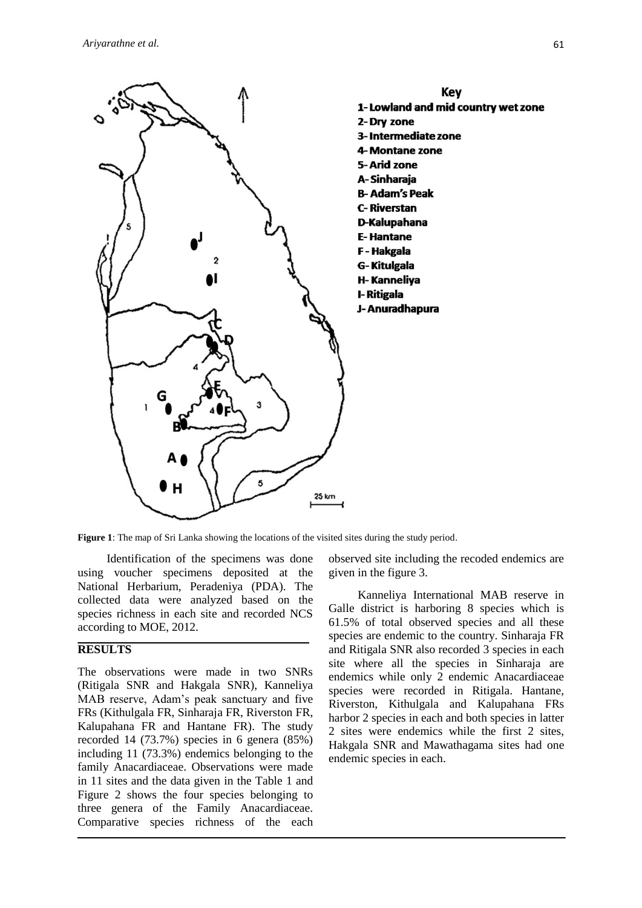**Figure 1**: The map of Sri Lanka showing the locations of the visited sites during the study period.

Identification of the specimens was done using voucher specimens deposited at the National Herbarium, Peradeniya (PDA). The collected data were analyzed based on the species richness in each site and recorded NCS according to MOE, 2012.

## RESULTS

The observations were made in two SNRs (Ritigala SNR and Hakgala SNR), Kanneliya MAB reserve, Adam's peak sanctuary and five FRs (Kithulgala FR, Sinharaja FR, Riverston FR, Kalupahana FR and Hantane FR). The study recorded 14 (73.7%) species in 6 genera (85%) including 11 (73.3%) endemics belonging to the family Anacardiaceae. Observations were made in 11 sites and the data given in the Table 1 and Figure 2 shows the four species belonging to three genera of the Family Anacardiaceae. Comparative species richness of the each observed site including the recoded endemics are given in the figure 3.

Kanneliya International MAB reserve in Galle district is harboring 8 species which is 61.5% of total observed species and all these species are endemic to the country. Sinharaja FR and Ritigala SNR also recorded 3 species in each site where all the species in Sinharaja are endemics while only 2 endemic Anacardiaceae species were recorded in Ritigala. Hantane, Riverston, Kithulgala and Kalupahana FRs harbor 2 species in each and both species in latter 2 sites were endemics while the first 2 sites, Hakgala SNR and Mawathagama sites had one endemic species in each.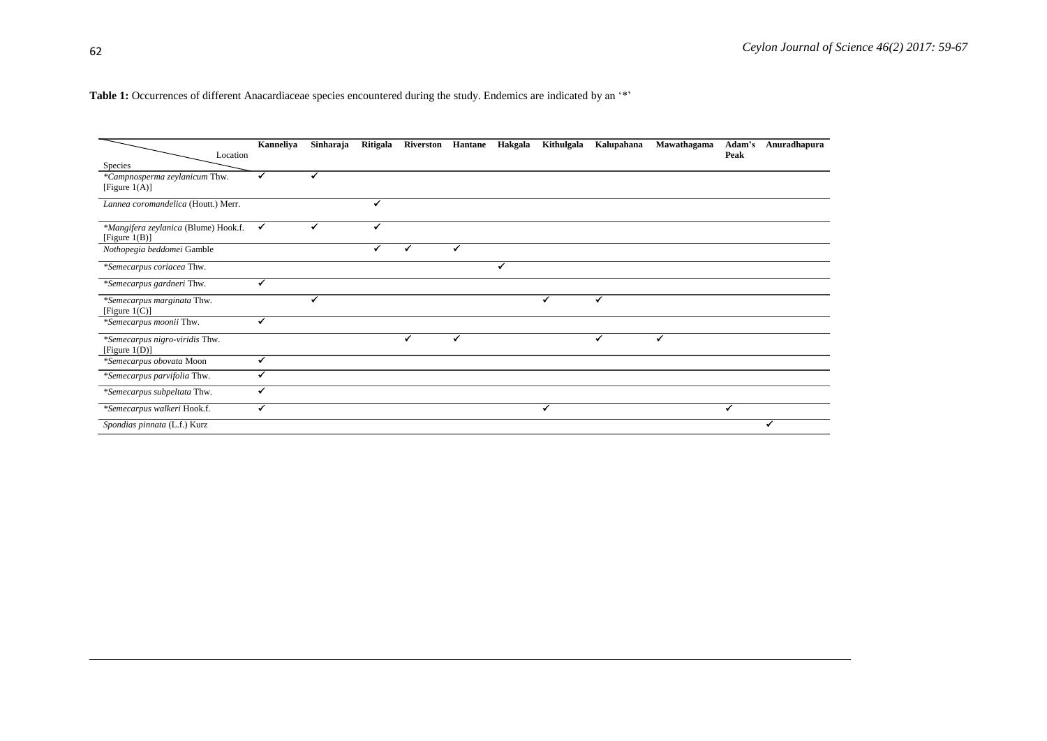**Table 1:** Occurrences of different Anacardiaceae species encountered during the study. Endemics are indicated by an '*'

| Species \ Location | Kanneliya | Sinharaja | Ritigala | Riverston | Hantane | Hakgala | Kithulgala | Kalupahana | Mawathagama | Adam's Peak | Anuradhapura |
|---|---|---|---|---|---|---|---|---|---|---|---|
| **Campnosperma zeylanicum* Thw. [Figure 1(A)] | ✓ | ✓ | | | | | | | | | |
| *Lannea coromandelica* (Houtt.) Merr. | | | ✓ | | | | | | | | |
| **Mangifera zeylanica* (Blume) Hook.f. [Figure 1(B)] | ✓ | ✓ | ✓ | | | | | | | | |
| *Nothopegia beddomei* Gamble | | | ✓ | ✓ | ✓ | | | | | | |
| **Semecarpus coriacea* Thw. | | | | | | ✓ | | | | | |
| **Semecarpus gardneri* Thw. | ✓ | | | | | | | | | | |
| **Semecarpus marginata* Thw. [Figure 1(C)] | | ✓ | | | | | ✓ | ✓ | | | |
| **Semecarpus moonii* Thw. | ✓ | | | | | | | | | | |
| **Semecarpus nigro-viridis* Thw. [Figure 1(D)] | | | | ✓ | ✓ | | | ✓ | ✓ | | |
| **Semecarpus obovata* Moon | ✓ | | | | | | | | | | |
| **Semecarpus parvifolia* Thw. | ✓ | | | | | | | | | | |
| **Semecarpus subpeltata* Thw. | ✓ | | | | | | | | | | |
| **Semecarpus walkeri* Hook.f. | ✓ | | | | | | ✓ | | | ✓ | |
| *Spondias pinnata* (L.f.) Kurz | | | | | | | | | | | ✓ |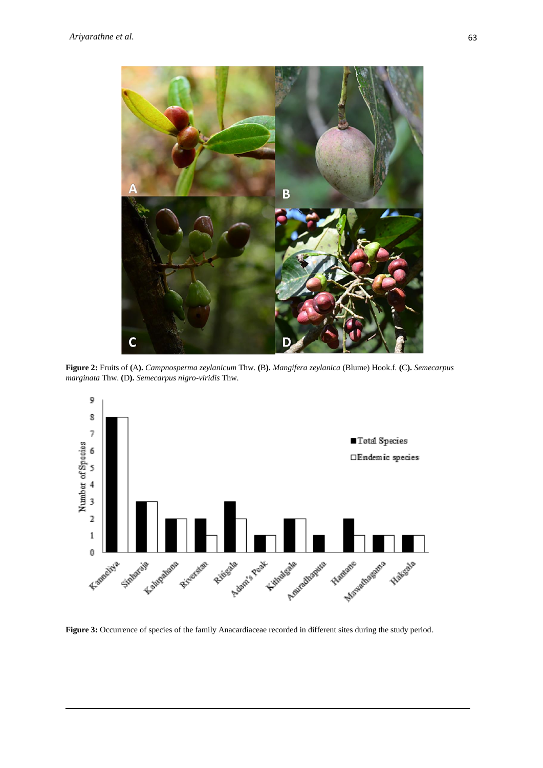**Figure 2:** Fruits of **(**A**).** *Campnosperma zeylanicum* Thw. **(**B**).** *Mangifera zeylanica* (Blume) Hook.f. **(**C**).** *Semecarpus marginata* Thw. **(**D**).** *Semecarpus nigro-viridis* Thw.

**Figure 3:** Occurrence of species of the family Anacardiaceae recorded in different sites during the study period.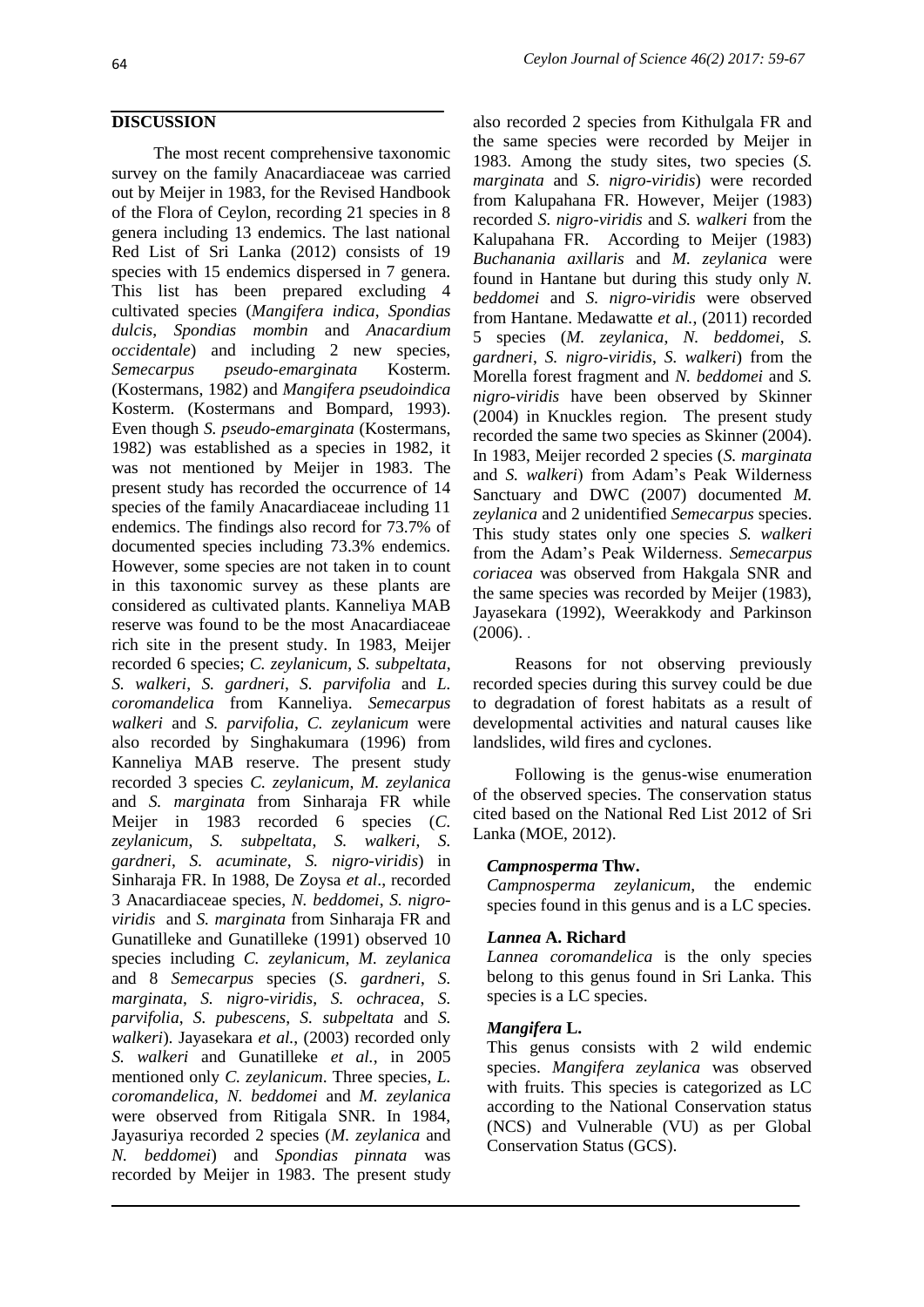## DISCUSSION

The most recent comprehensive taxonomic survey on the family Anacardiaceae was carried out by Meijer in 1983, for the Revised Handbook of the Flora of Ceylon, recording 21 species in 8 genera including 13 endemics. The last national Red List of Sri Lanka (2012) consists of 19 species with 15 endemics dispersed in 7 genera. This list has been prepared excluding 4 cultivated species (*Mangifera indica*, *Spondias dulcis*, *Spondias mombin* and *Anacardium occidentale*) and including 2 new species, *Semecarpus pseudo-emarginata* Kosterm. (Kostermans, 1982) and *Mangifera pseudoindica* Kosterm. (Kostermans and Bompard, 1993). Even though *S. pseudo-emarginata* (Kostermans, 1982) was established as a species in 1982, it was not mentioned by Meijer in 1983. The present study has recorded the occurrence of 14 species of the family Anacardiaceae including 11 endemics. The findings also record for 73.7% of documented species including 73.3% endemics. However, some species are not taken in to count in this taxonomic survey as these plants are considered as cultivated plants. Kanneliya MAB reserve was found to be the most Anacardiaceae rich site in the present study. In 1983, Meijer recorded 6 species; *C. zeylanicum*, *S. subpeltata*, *S. walkeri*, *S. gardneri*, *S. parvifolia* and *L. coromandelica* from Kanneliya. *Semecarpus walkeri* and *S. parvifolia*, *C. zeylanicum* were also recorded by Singhakumara (1996) from Kanneliya MAB reserve. The present study recorded 3 species *C. zeylanicum*, *M. zeylanica* and *S. marginata* from Sinharaja FR while Meijer in 1983 recorded 6 species (*C. zeylanicum*, *S. subpeltata*, *S. walkeri*, *S. gardneri*, *S. acuminate*, *S. nigro-viridis*) in Sinharaja FR. In 1988, De Zoysa *et al*., recorded 3 Anacardiaceae species, *N. beddomei*, *S. nigro-viridis* and *S. marginata* from Sinharaja FR and Gunatilleke and Gunatilleke (1991) observed 10 species including *C. zeylanicum*, *M. zeylanica* and 8 *Semecarpus* species (*S. gardneri*, *S. marginata*, *S. nigro-viridis*, *S. ochracea*, *S. parvifolia*, *S. pubescens*, *S. subpeltata* and *S. walkeri*). Jayasekara *et al.*, (2003) recorded only *S. walkeri* and Gunatilleke *et al.*, in 2005 mentioned only *C. zeylanicum*. Three species, *L. coromandelica*, *N. beddomei* and *M. zeylanica* were observed from Ritigala SNR. In 1984, Jayasuriya recorded 2 species (*M. zeylanica* and *N. beddomei*) and *Spondias pinnata* was recorded by Meijer in 1983. The present study also recorded 2 species from Kithulgala FR and the same species were recorded by Meijer in 1983. Among the study sites, two species (*S. marginata* and *S. nigro-viridis*) were recorded from Kalupahana FR. However, Meijer (1983) recorded *S. nigro-viridis* and *S. walkeri* from the Kalupahana FR. According to Meijer (1983) *Buchanania axillaris* and *M. zeylanica* were found in Hantane but during this study only *N. beddomei* and *S. nigro-viridis* were observed from Hantane. Medawatte *et al.,* (2011) recorded 5 species (*M. zeylanica*, *N. beddomei*, *S. gardneri*, *S. nigro-viridis*, *S. walkeri*) from the Morella forest fragment and *N. beddomei* and *S. nigro-viridis* have been observed by Skinner (2004) in Knuckles region. The present study recorded the same two species as Skinner (2004). In 1983, Meijer recorded 2 species (*S. marginata* and *S. walkeri*) from Adam's Peak Wilderness Sanctuary and DWC (2007) documented *M. zeylanica* and 2 unidentified *Semecarpus* species. This study states only one species *S. walkeri* from the Adam's Peak Wilderness. *Semecarpus coriacea* was observed from Hakgala SNR and the same species was recorded by Meijer (1983), Jayasekara (1992), Weerakkody and Parkinson (2006).

Reasons for not observing previously recorded species during this survey could be due to degradation of forest habitats as a result of developmental activities and natural causes like landslides, wild fires and cyclones.

Following is the genus-wise enumeration of the observed species. The conservation status cited based on the National Red List 2012 of Sri Lanka (MOE, 2012).

### *Campnosperma* Thw.

*Campnosperma zeylanicum*, the endemic species found in this genus and is a LC species.

### *Lannea* A. Richard

*Lannea coromandelica* is the only species belong to this genus found in Sri Lanka. This species is a LC species.

### *Mangifera* L.

This genus consists with 2 wild endemic species. *Mangifera zeylanica* was observed with fruits. This species is categorized as LC according to the National Conservation status (NCS) and Vulnerable (VU) as per Global Conservation Status (GCS).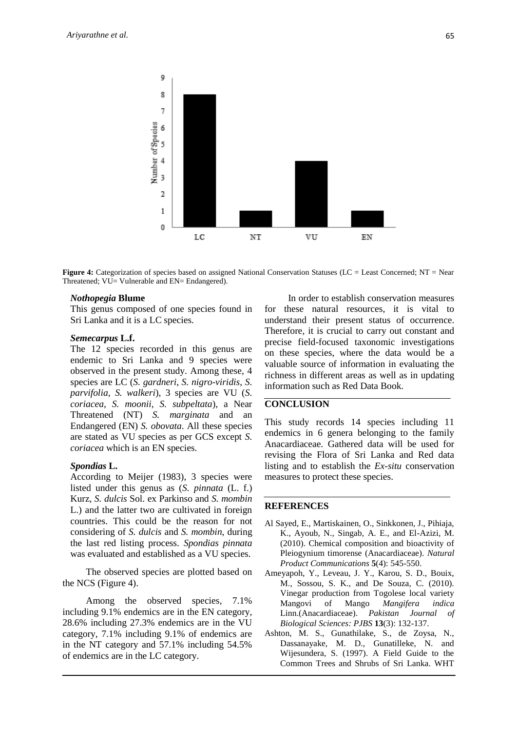Figure 4: Categorization of species based on assigned National Conservation Statuses (LC = Least Concerned; NT = Near Threatened; VU= Vulnerable and EN= Endangered).

### *Nothopegia* Blume

This genus composed of one species found in Sri Lanka and it is a LC species.

### *Semecarpus* L.f.

The 12 species recorded in this genus are endemic to Sri Lanka and 9 species were observed in the present study. Among these, 4 species are LC (*S. gardneri*, *S. nigro-viridis*, *S. parvifolia*, *S. walkeri*), 3 species are VU (*S. coriacea*, *S. moonii*, *S. subpeltata*), a Near Threatened (NT) *S. marginata* and an Endangered (EN) *S. obovata*. All these species are stated as VU species as per GCS except *S. coriacea* which is an EN species.

### *Spondias* L.

According to Meijer (1983), 3 species were listed under this genus as (*S. pinnata* (L. f.) Kurz, *S. dulcis* Sol. ex Parkinso and *S. mombin* L.) and the latter two are cultivated in foreign countries. This could be the reason for not considering of *S. dulcis* and *S. mombin*, during the last red listing process. *Spondias pinnata* was evaluated and established as a VU species.

The observed species are plotted based on the NCS (Figure 4).

Among the observed species, 7.1% including 9.1% endemics are in the EN category, 28.6% including 27.3% endemics are in the VU category, 7.1% including 9.1% of endemics are in the NT category and 57.1% including 54.5% of endemics are in the LC category.

In order to establish conservation measures for these natural resources, it is vital to understand their present status of occurrence. Therefore, it is crucial to carry out constant and precise field-focused taxonomic investigations on these species, where the data would be a valuable source of information in evaluating the richness in different areas as well as in updating information such as Red Data Book.

## CONCLUSION

This study records 14 species including 11 endemics in 6 genera belonging to the family Anacardiaceae. Gathered data will be used for revising the Flora of Sri Lanka and Red data listing and to establish the *Ex-situ* conservation measures to protect these species.

## REFERENCES

- Al Sayed, E., Martiskainen, O., Sinkkonen, J., Pihiaja, K., Ayoub, N., Singab, A. E., and El-Azizi, M. (2010). Chemical composition and bioactivity of Pleiogynium timorense (Anacardiaceae). *Natural Product Communications* **5**(4): 545-550.
- Ameyapoh, Y., Leveau, J. Y., Karou, S. D., Bouix, M., Sossou, S. K., and De Souza, C. (2010). Vinegar production from Togolese local variety Mangovi of Mango *Mangifera indica* Linn.(Anacardiaceae). *Pakistan Journal of Biological Sciences: PJBS* **13**(3): 132-137.
- Ashton, M. S., Gunathilake, S., de Zoysa, N., Dassanayake, M. D., Gunatilleke, N. and Wijesundera, S. (1997). A Field Guide to the Common Trees and Shrubs of Sri Lanka. WHT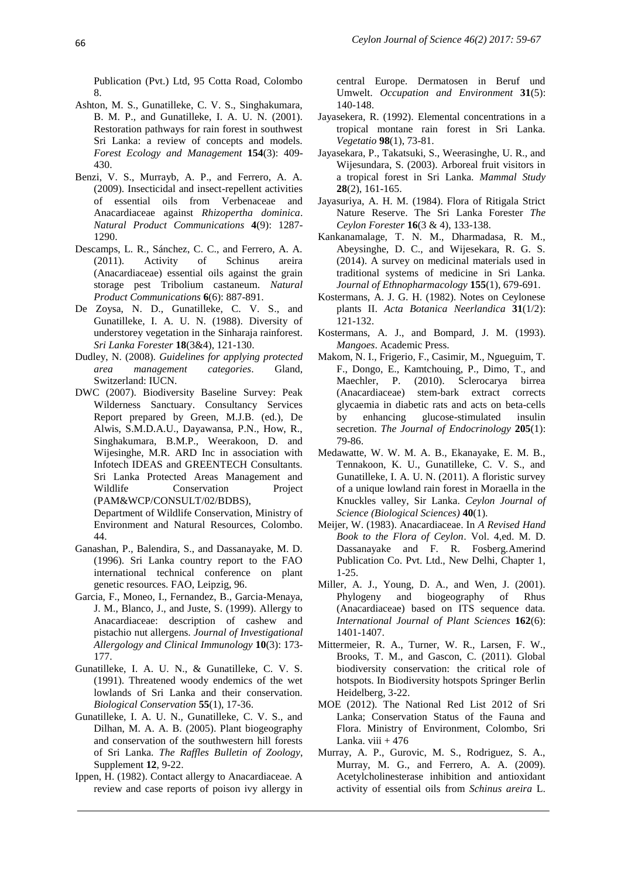Publication (Pvt.) Ltd, 95 Cotta Road, Colombo 8.

Ashton, M. S., Gunatilleke, C. V. S., Singhakumara, B. M. P., and Gunatilleke, I. A. U. N. (2001). Restoration pathways for rain forest in southwest Sri Lanka: a review of concepts and models. *Forest Ecology and Management* **154**(3): 409-430.

Benzi, V. S., Murrayb, A. P., and Ferrero, A. A. (2009). Insecticidal and insect-repellent activities of essential oils from Verbenaceae and Anacardiaceae against *Rhizopertha dominica*. *Natural Product Communications* **4**(9): 1287-1290.

Descamps, L. R., Sánchez, C. C., and Ferrero, A. A. (2011). Activity of Schinus areira (Anacardiaceae) essential oils against the grain storage pest Tribolium castaneum. *Natural Product Communications* **6**(6): 887-891.

De Zoysa, N. D., Gunatilleke, C. V. S., and Gunatilleke, I. A. U. N. (1988). Diversity of understorey vegetation in the Sinharaja rainforest. *Sri Lanka Forester* **18**(3&4), 121-130.

Dudley, N. (2008). *Guidelines for applying protected area management categories*. Gland, Switzerland: IUCN.

DWC (2007). Biodiversity Baseline Survey: Peak Wilderness Sanctuary. Consultancy Services Report prepared by Green, M.J.B. (ed.), De Alwis, S.M.D.A.U., Dayawansa, P.N., How, R., Singhakumara, B.M.P., Weerakoon, D. and Wijesinghe, M.R. ARD Inc in association with Infotech IDEAS and GREENTECH Consultants. Sri Lanka Protected Areas Management and Wildlife Conservation Project (PAM&WCP/CONSULT/02/BDBS), Department of Wildlife Conservation, Ministry of Environment and Natural Resources, Colombo. 44.

Ganashan, P., Balendira, S., and Dassanayake, M. D. (1996). Sri Lanka country report to the FAO international technical conference on plant genetic resources. FAO, Leipzig, 96.

Garcia, F., Moneo, I., Fernandez, B., Garcia-Menaya, J. M., Blanco, J., and Juste, S. (1999). Allergy to Anacardiaceae: description of cashew and pistachio nut allergens. *Journal of Investigational Allergology and Clinical Immunology* **10**(3): 173-177.

Gunatilleke, I. A. U. N., & Gunatilleke, C. V. S. (1991). Threatened woody endemics of the wet lowlands of Sri Lanka and their conservation. *Biological Conservation* **55**(1), 17-36.

Gunatilleke, I. A. U. N., Gunatilleke, C. V. S., and Dilhan, M. A. A. B. (2005). Plant biogeography and conservation of the southwestern hill forests of Sri Lanka. *The Raffles Bulletin of Zoology*, Supplement **12**, 9-22.

Ippen, H. (1982). Contact allergy to Anacardiaceae. A review and case reports of poison ivy allergy in central Europe. Dermatosen in Beruf und Umwelt. *Occupation and Environment* **31**(5): 140-148.

Jayasekera, R. (1992). Elemental concentrations in a tropical montane rain forest in Sri Lanka. *Vegetatio* **98**(1), 73-81.

Jayasekara, P., Takatsuki, S., Weerasinghe, U. R., and Wijesundara, S. (2003). Arboreal fruit visitors in a tropical forest in Sri Lanka. *Mammal Study* **28**(2), 161-165.

Jayasuriya, A. H. M. (1984). Flora of Ritigala Strict Nature Reserve. The Sri Lanka Forester *The Ceylon Forester* **16**(3 & 4), 133-138.

Kankanamalage, T. N. M., Dharmadasa, R. M., Abeysinghe, D. C., and Wijesekara, R. G. S. (2014). A survey on medicinal materials used in traditional systems of medicine in Sri Lanka. *Journal of Ethnopharmacology* **155**(1), 679-691.

Kostermans, A. J. G. H. (1982). Notes on Ceylonese plants II. *Acta Botanica Neerlandica* **31**(1/2): 121-132.

Kostermans, A. J., and Bompard, J. M. (1993). *Mangoes*. Academic Press.

Makom, N. I., Frigerio, F., Casimir, M., Ngueguim, T. F., Dongo, E., Kamtchouing, P., Dimo, T., and Maechler, P. (2010). Sclerocarya birrea (Anacardiaceae) stem-bark extract corrects glycaemia in diabetic rats and acts on beta-cells by enhancing glucose-stimulated insulin secretion. *The Journal of Endocrinology* **205**(1): 79-86.

Medawatte, W. W. M. A. B., Ekanayake, E. M. B., Tennakoon, K. U., Gunatilleke, C. V. S., and Gunatilleke, I. A. U. N. (2011). A floristic survey of a unique lowland rain forest in Moraella in the Knuckles valley, Sir Lanka. *Ceylon Journal of Science (Biological Sciences)* **40**(1).

Meijer, W. (1983). Anacardiaceae. In *A Revised Hand Book to the Flora of Ceylon*. Vol. 4,ed. M. D. Dassanayake and F. R. Fosberg.Amerind Publication Co. Pvt. Ltd., New Delhi, Chapter 1, 1-25.

Miller, A. J., Young, D. A., and Wen, J. (2001). Phylogeny and biogeography of Rhus (Anacardiaceae) based on ITS sequence data. *International Journal of Plant Sciences* **162**(6): 1401-1407.

Mittermeier, R. A., Turner, W. R., Larsen, F. W., Brooks, T. M., and Gascon, C. (2011). Global biodiversity conservation: the critical role of hotspots. In Biodiversity hotspots Springer Berlin Heidelberg, 3-22.

MOE (2012). The National Red List 2012 of Sri Lanka; Conservation Status of the Fauna and Flora. Ministry of Environment, Colombo, Sri Lanka. viii + 476

Murray, A. P., Gurovic, M. S., Rodriguez, S. A., Murray, M. G., and Ferrero, A. A. (2009). Acetylcholinesterase inhibition and antioxidant activity of essential oils from *Schinus areira* L.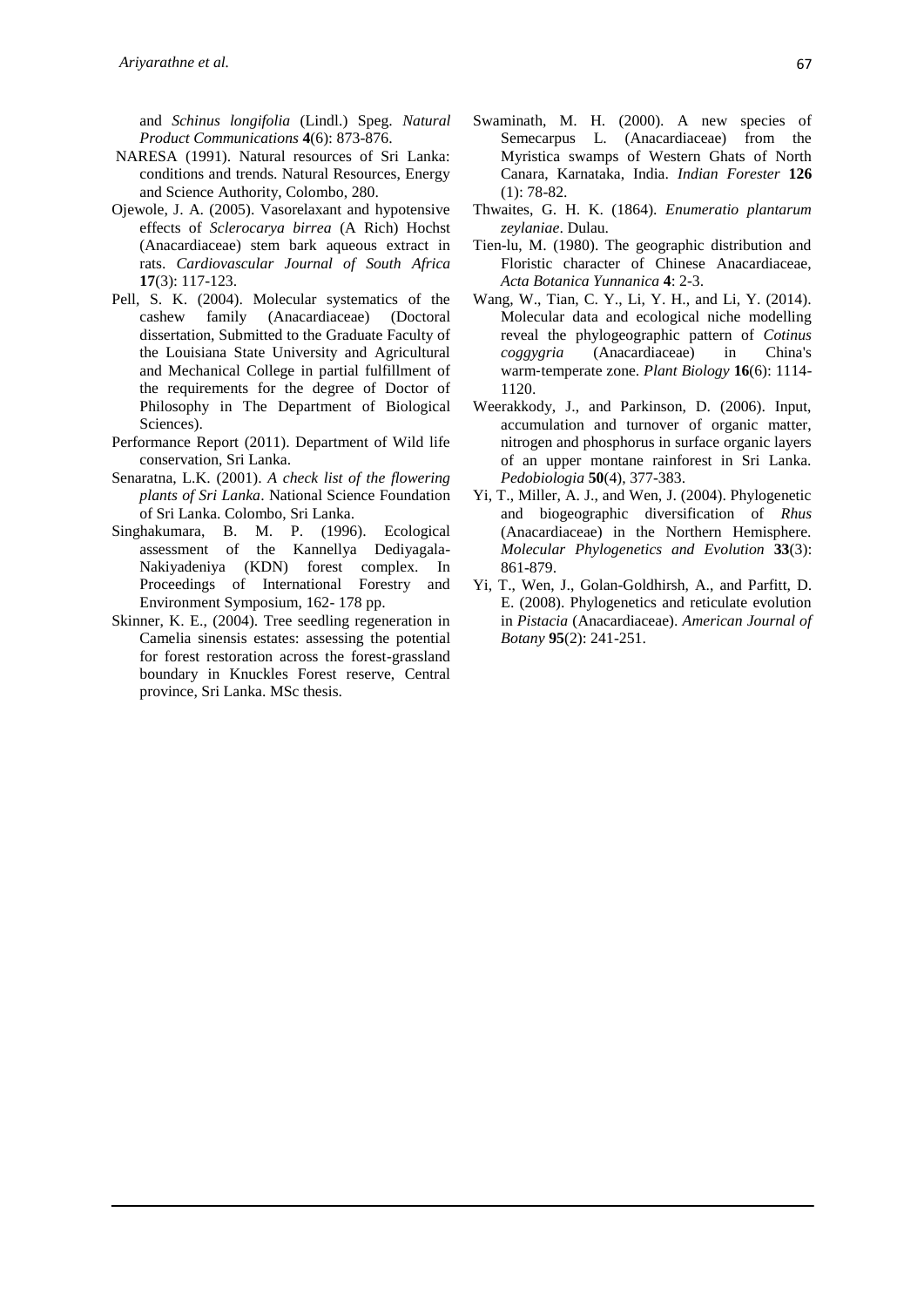and *Schinus longifolia* (Lindl.) Speg. *Natural Product Communications* **4**(6): 873-876.

NARESA (1991). Natural resources of Sri Lanka: conditions and trends. Natural Resources, Energy and Science Authority, Colombo, 280.

Ojewole, J. A. (2005). Vasorelaxant and hypotensive effects of *Sclerocarya birrea* (A Rich) Hochst (Anacardiaceae) stem bark aqueous extract in rats. *Cardiovascular Journal of South Africa* **17**(3): 117-123.

Pell, S. K. (2004). Molecular systematics of the cashew family (Anacardiaceae) (Doctoral dissertation, Submitted to the Graduate Faculty of the Louisiana State University and Agricultural and Mechanical College in partial fulfillment of the requirements for the degree of Doctor of Philosophy in The Department of Biological Sciences).

Performance Report (2011). Department of Wild life conservation, Sri Lanka.

Senaratna, L.K. (2001). *A check list of the flowering plants of Sri Lanka*. National Science Foundation of Sri Lanka. Colombo, Sri Lanka.

Singhakumara, B. M. P. (1996). Ecological assessment of the Kannellya Dediyagala-Nakiyadeniya (KDN) forest complex. In Proceedings of International Forestry and Environment Symposium, 162- 178 pp.

Skinner, K. E., (2004). Tree seedling regeneration in Camelia sinensis estates: assessing the potential for forest restoration across the forest-grassland boundary in Knuckles Forest reserve, Central province, Sri Lanka. MSc thesis.

Swaminath, M. H. (2000). A new species of Semecarpus L. (Anacardiaceae) from the Myristica swamps of Western Ghats of North Canara, Karnataka, India. *Indian Forester* **126** (1): 78-82.

Thwaites, G. H. K. (1864). *Enumeratio plantarum zeylaniae*. Dulau.

Tien-lu, M. (1980). The geographic distribution and Floristic character of Chinese Anacardiaceae, *Acta Botanica Yunnanica* **4**: 2-3.

Wang, W., Tian, C. Y., Li, Y. H., and Li, Y. (2014). Molecular data and ecological niche modelling reveal the phylogeographic pattern of *Cotinus coggygria* (Anacardiaceae) in China's warm-temperate zone. *Plant Biology* **16**(6): 1114-1120.

Weerakkody, J., and Parkinson, D. (2006). Input, accumulation and turnover of organic matter, nitrogen and phosphorus in surface organic layers of an upper montane rainforest in Sri Lanka. *Pedobiologia* **50**(4), 377-383.

Yi, T., Miller, A. J., and Wen, J. (2004). Phylogenetic and biogeographic diversification of *Rhus* (Anacardiaceae) in the Northern Hemisphere. *Molecular Phylogenetics and Evolution* **33**(3): 861-879.

Yi, T., Wen, J., Golan-Goldhirsh, A., and Parfitt, D. E. (2008). Phylogenetics and reticulate evolution in *Pistacia* (Anacardiaceae). *American Journal of Botany* **95**(2): 241-251.